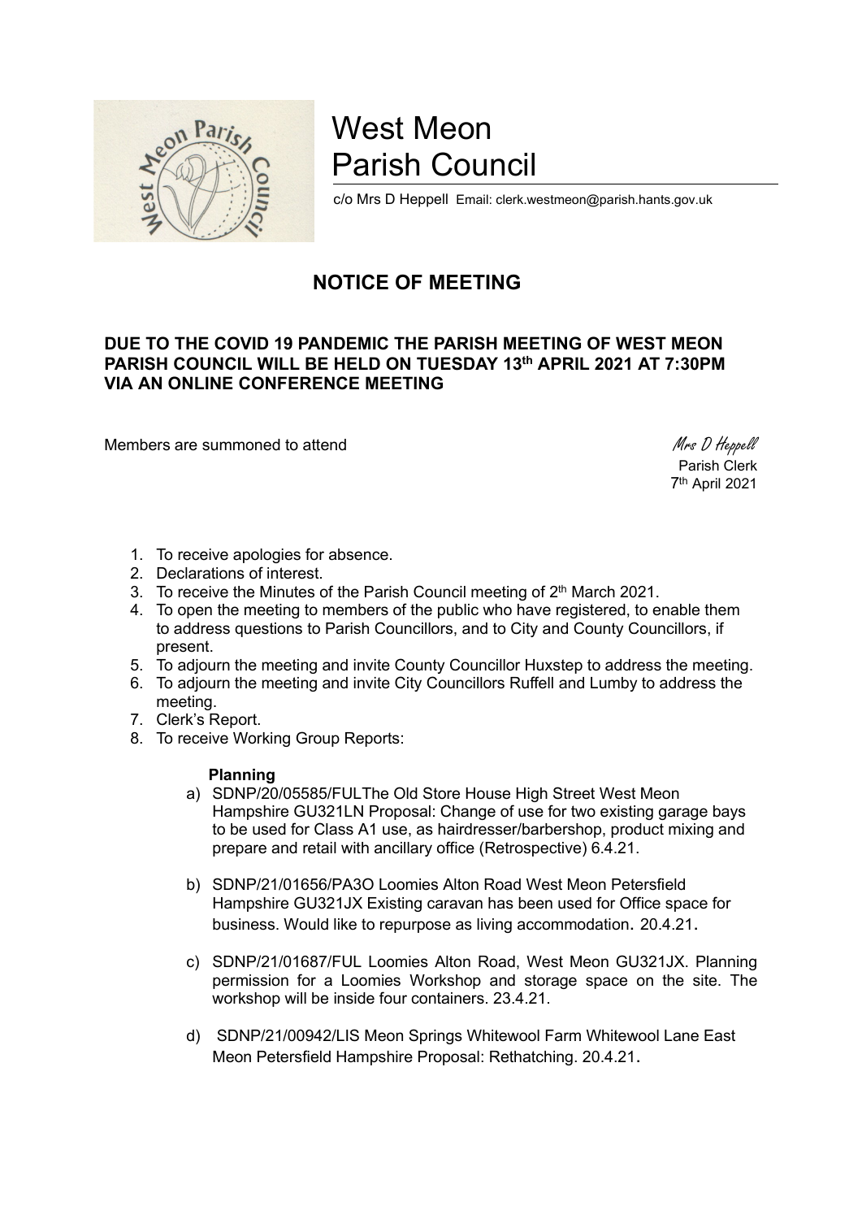# West Meon Parish Council

c/o Mrs D Heppell Email: clerk.westmeon@parish.hants.gov.uk

## NOTICE OF MEETING

**DUE TO THE COVID 19 PANDEMIC THE PARISH MEETING OF WEST MEON PARISH COUNCIL WILL BE HELD ON TUESDAY 13th APRIL 2021 AT 7:30PM VIA AN ONLINE CONFERENCE MEETING**

Members are summoned to attend

*Mrs D Heppell*
Parish Clerk
7th April 2021

1. To receive apologies for absence.
2. Declarations of interest.
3. To receive the Minutes of the Parish Council meeting of 2th March 2021.
4. To open the meeting to members of the public who have registered, to enable them to address questions to Parish Councillors, and to City and County Councillors, if present.
5. To adjourn the meeting and invite County Councillor Huxstep to address the meeting.
6. To adjourn the meeting and invite City Councillors Ruffell and Lumby to address the meeting.
7. Clerk's Report.
8. To receive Working Group Reports:

   **Planning**

   a) SDNP/20/05585/FULThe Old Store House High Street West Meon Hampshire GU321LN Proposal: Change of use for two existing garage bays to be used for Class A1 use, as hairdresser/barbershop, product mixing and prepare and retail with ancillary office (Retrospective) 6.4.21.

   b) SDNP/21/01656/PA3O Loomies Alton Road West Meon Petersfield Hampshire GU321JX Existing caravan has been used for Office space for business. Would like to repurpose as living accommodation. 20.4.21.

   c) SDNP/21/01687/FUL Loomies Alton Road, West Meon GU321JX. Planning permission for a Loomies Workshop and storage space on the site. The workshop will be inside four containers. 23.4.21.

   d) SDNP/21/00942/LIS Meon Springs Whitewool Farm Whitewool Lane East Meon Petersfield Hampshire Proposal: Rethatching. 20.4.21.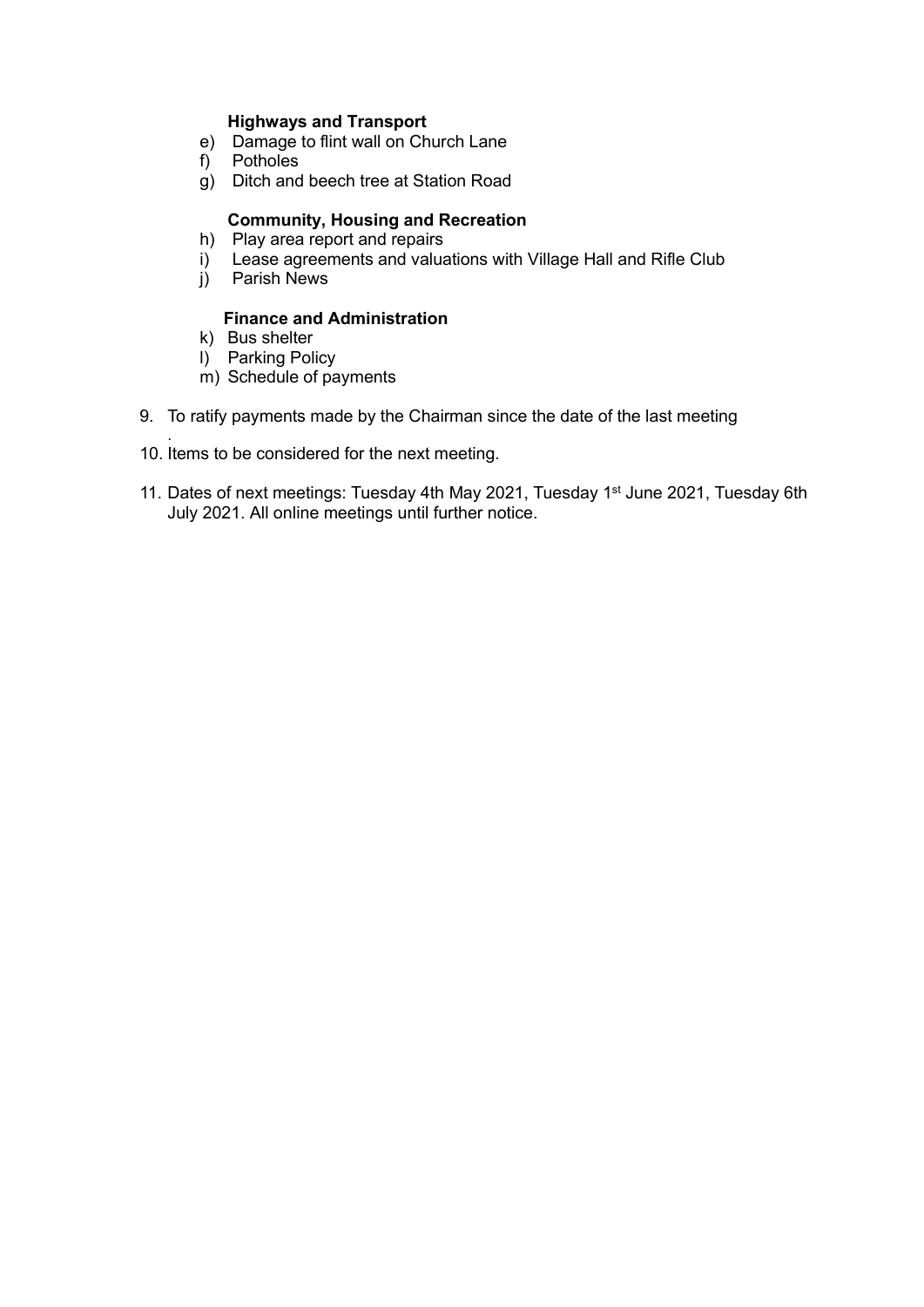**Highways and Transport**

e) Damage to flint wall on Church Lane
f) Potholes
g) Ditch and beech tree at Station Road

**Community, Housing and Recreation**

h) Play area report and repairs
i) Lease agreements and valuations with Village Hall and Rifle Club
j) Parish News

**Finance and Administration**

k) Bus shelter
l) Parking Policy
m) Schedule of payments

9. To ratify payments made by the Chairman since the date of the last meeting
.
10. Items to be considered for the next meeting.

11. Dates of next meetings: Tuesday 4th May 2021, Tuesday 1st June 2021, Tuesday 6th July 2021. All online meetings until further notice.